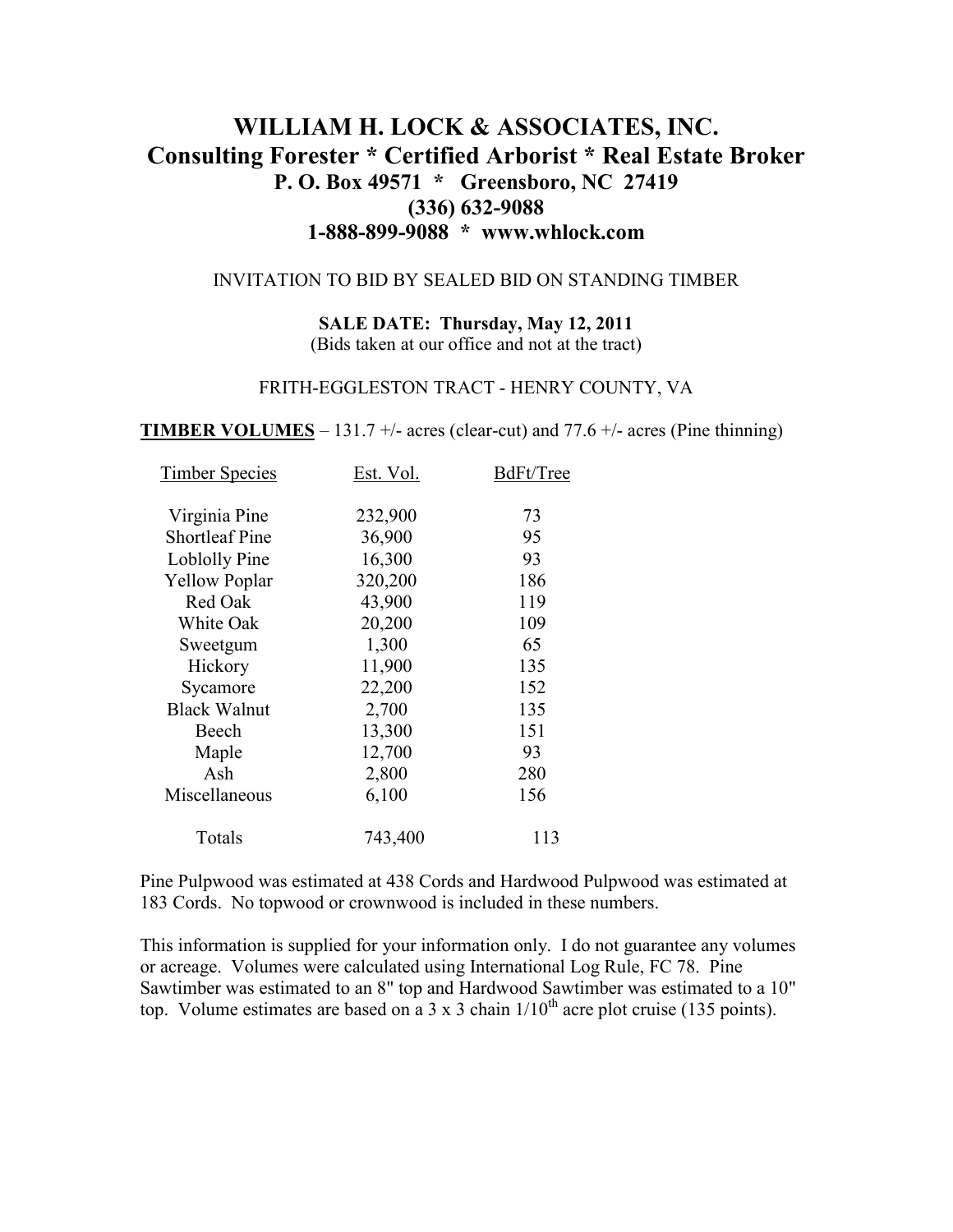# WILLIAM H. LOCK & ASSOCIATES, INC.
## Consulting Forester * Certified Arborist * Real Estate Broker
### P. O. Box 49571 * Greensboro, NC 27419
### (336) 632-9088
### 1-888-899-9088 * www.whlock.com

INVITATION TO BID BY SEALED BID ON STANDING TIMBER

**SALE DATE: Thursday, May 12, 2011**
(Bids taken at our office and not at the tract)

FRITH-EGGLESTON TRACT - HENRY COUNTY, VA

**TIMBER VOLUMES** – 131.7 +/- acres (clear-cut) and 77.6 +/- acres (Pine thinning)

| Timber Species | Est. Vol. | BdFt/Tree |
|---|---|---|
| Virginia Pine | 232,900 | 73 |
| Shortleaf Pine | 36,900 | 95 |
| Loblolly Pine | 16,300 | 93 |
| Yellow Poplar | 320,200 | 186 |
| Red Oak | 43,900 | 119 |
| White Oak | 20,200 | 109 |
| Sweetgum | 1,300 | 65 |
| Hickory | 11,900 | 135 |
| Sycamore | 22,200 | 152 |
| Black Walnut | 2,700 | 135 |
| Beech | 13,300 | 151 |
| Maple | 12,700 | 93 |
| Ash | 2,800 | 280 |
| Miscellaneous | 6,100 | 156 |
| Totals | 743,400 | 113 |

Pine Pulpwood was estimated at 438 Cords and Hardwood Pulpwood was estimated at 183 Cords. No topwood or crownwood is included in these numbers.

This information is supplied for your information only. I do not guarantee any volumes or acreage. Volumes were calculated using International Log Rule, FC 78. Pine Sawtimber was estimated to an 8" top and Hardwood Sawtimber was estimated to a 10" top. Volume estimates are based on a 3 x 3 chain 1/10th acre plot cruise (135 points).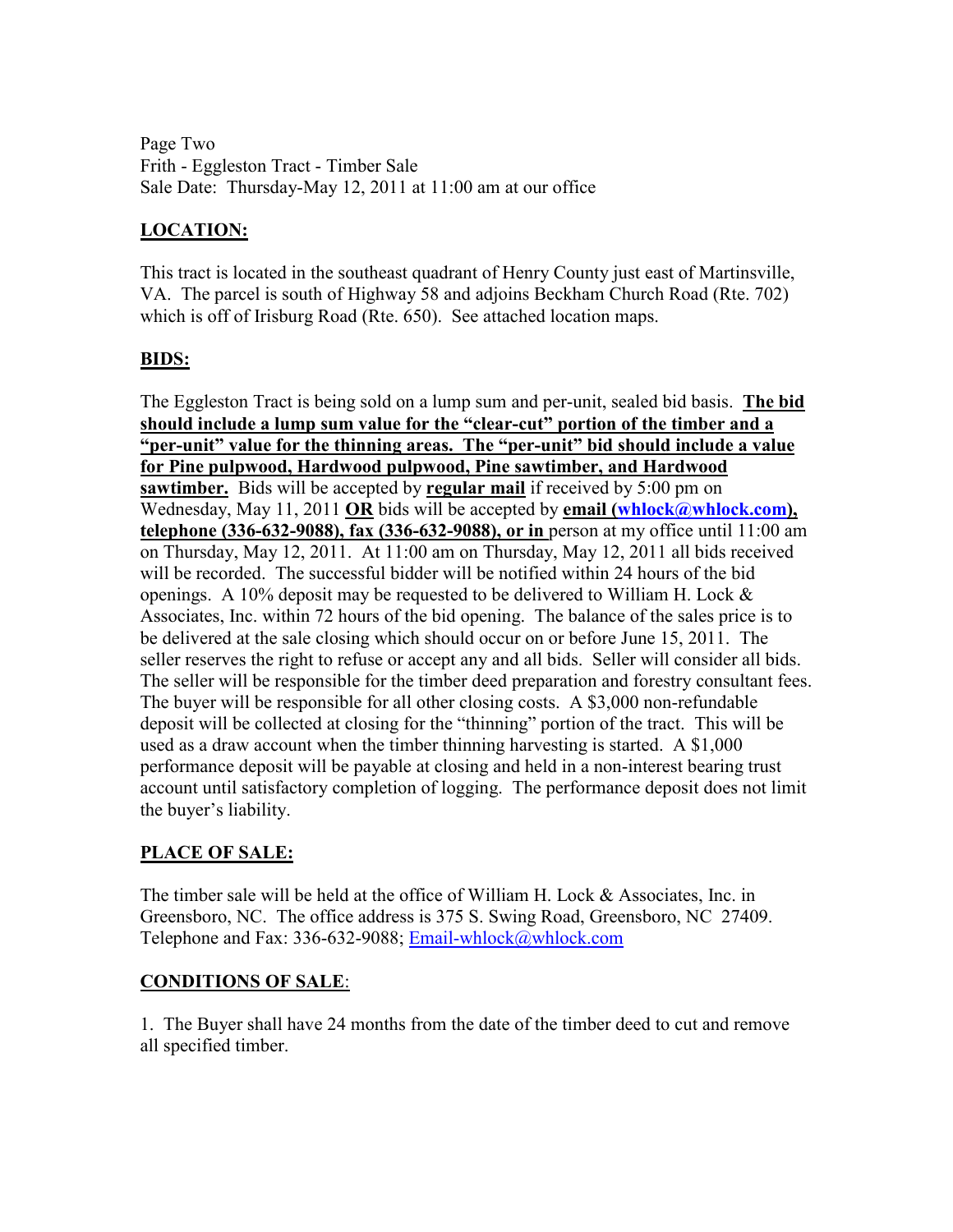Page Two
Frith - Eggleston Tract - Timber Sale
Sale Date: Thursday-May 12, 2011 at 11:00 am at our office

## **LOCATION:**

This tract is located in the southeast quadrant of Henry County just east of Martinsville, VA. The parcel is south of Highway 58 and adjoins Beckham Church Road (Rte. 702) which is off of Irisburg Road (Rte. 650). See attached location maps.

## **BIDS:**

The Eggleston Tract is being sold on a lump sum and per-unit, sealed bid basis. **The bid should include a lump sum value for the "clear-cut" portion of the timber and a "per-unit" value for the thinning areas. The "per-unit" bid should include a value for Pine pulpwood, Hardwood pulpwood, Pine sawtimber, and Hardwood sawtimber.** Bids will be accepted by **regular mail** if received by 5:00 pm on Wednesday, May 11, 2011 **OR** bids will be accepted by **email (whlock@whlock.com), telephone (336-632-9088), fax (336-632-9088), or in** person at my office until 11:00 am on Thursday, May 12, 2011. At 11:00 am on Thursday, May 12, 2011 all bids received will be recorded. The successful bidder will be notified within 24 hours of the bid openings. A 10% deposit may be requested to be delivered to William H. Lock & Associates, Inc. within 72 hours of the bid opening. The balance of the sales price is to be delivered at the sale closing which should occur on or before June 15, 2011. The seller reserves the right to refuse or accept any and all bids. Seller will consider all bids. The seller will be responsible for the timber deed preparation and forestry consultant fees. The buyer will be responsible for all other closing costs. A $3,000 non-refundable deposit will be collected at closing for the "thinning" portion of the tract. This will be used as a draw account when the timber thinning harvesting is started. A $1,000 performance deposit will be payable at closing and held in a non-interest bearing trust account until satisfactory completion of logging. The performance deposit does not limit the buyer's liability.

## **PLACE OF SALE:**

The timber sale will be held at the office of William H. Lock & Associates, Inc. in Greensboro, NC. The office address is 375 S. Swing Road, Greensboro, NC 27409. Telephone and Fax: 336-632-9088; Email-whlock@whlock.com

## **CONDITIONS OF SALE**:

1. The Buyer shall have 24 months from the date of the timber deed to cut and remove all specified timber.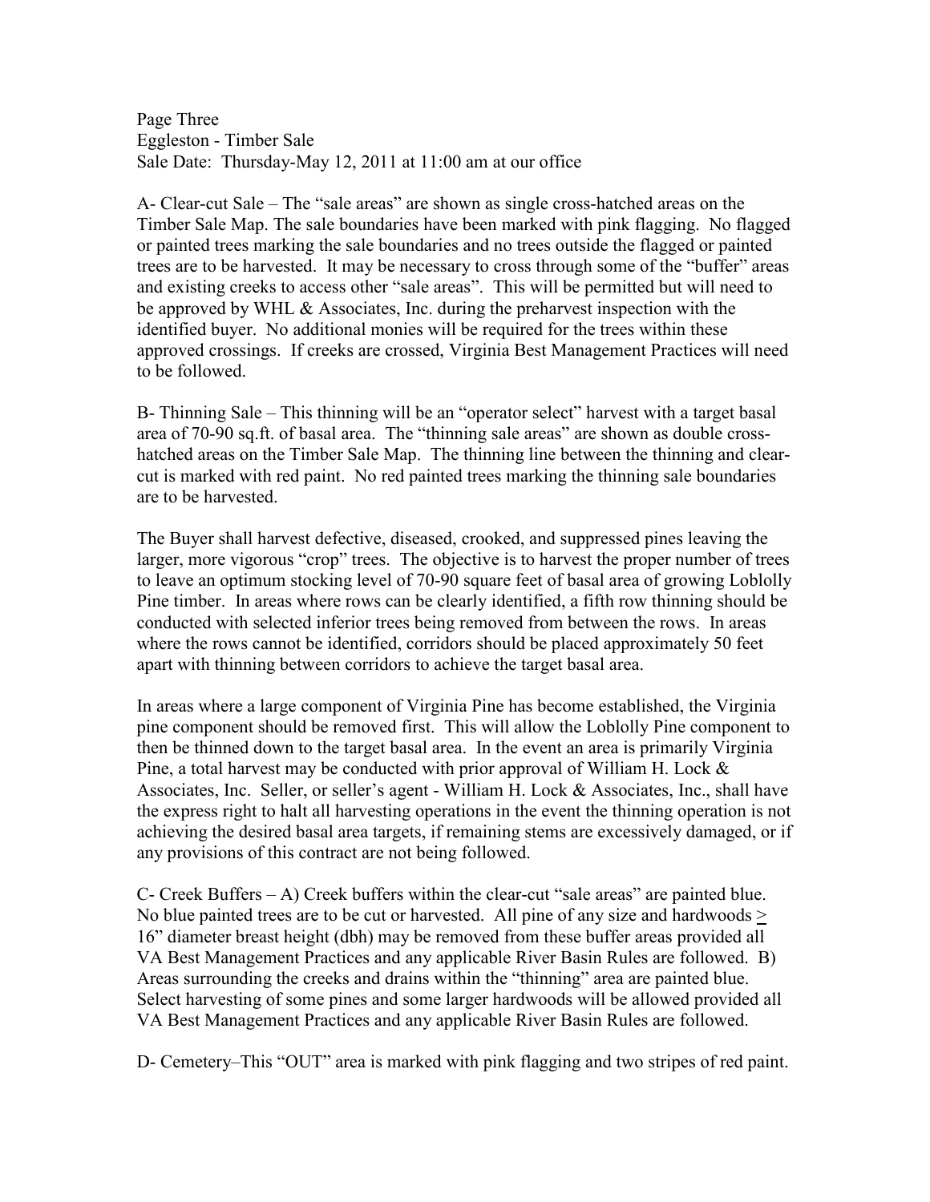Page Three
Eggleston - Timber Sale
Sale Date: Thursday-May 12, 2011 at 11:00 am at our office

A- Clear-cut Sale – The "sale areas" are shown as single cross-hatched areas on the Timber Sale Map. The sale boundaries have been marked with pink flagging. No flagged or painted trees marking the sale boundaries and no trees outside the flagged or painted trees are to be harvested. It may be necessary to cross through some of the "buffer" areas and existing creeks to access other "sale areas". This will be permitted but will need to be approved by WHL & Associates, Inc. during the preharvest inspection with the identified buyer. No additional monies will be required for the trees within these approved crossings. If creeks are crossed, Virginia Best Management Practices will need to be followed.

B- Thinning Sale – This thinning will be an "operator select" harvest with a target basal area of 70-90 sq.ft. of basal area. The "thinning sale areas" are shown as double cross-hatched areas on the Timber Sale Map. The thinning line between the thinning and clear-cut is marked with red paint. No red painted trees marking the thinning sale boundaries are to be harvested.

The Buyer shall harvest defective, diseased, crooked, and suppressed pines leaving the larger, more vigorous "crop" trees. The objective is to harvest the proper number of trees to leave an optimum stocking level of 70-90 square feet of basal area of growing Loblolly Pine timber. In areas where rows can be clearly identified, a fifth row thinning should be conducted with selected inferior trees being removed from between the rows. In areas where the rows cannot be identified, corridors should be placed approximately 50 feet apart with thinning between corridors to achieve the target basal area.

In areas where a large component of Virginia Pine has become established, the Virginia pine component should be removed first. This will allow the Loblolly Pine component to then be thinned down to the target basal area. In the event an area is primarily Virginia Pine, a total harvest may be conducted with prior approval of William H. Lock & Associates, Inc. Seller, or seller's agent - William H. Lock & Associates, Inc., shall have the express right to halt all harvesting operations in the event the thinning operation is not achieving the desired basal area targets, if remaining stems are excessively damaged, or if any provisions of this contract are not being followed.

C- Creek Buffers – A) Creek buffers within the clear-cut "sale areas" are painted blue. No blue painted trees are to be cut or harvested. All pine of any size and hardwoods ≥ 16" diameter breast height (dbh) may be removed from these buffer areas provided all VA Best Management Practices and any applicable River Basin Rules are followed. B) Areas surrounding the creeks and drains within the "thinning" area are painted blue. Select harvesting of some pines and some larger hardwoods will be allowed provided all VA Best Management Practices and any applicable River Basin Rules are followed.

D- Cemetery–This "OUT" area is marked with pink flagging and two stripes of red paint.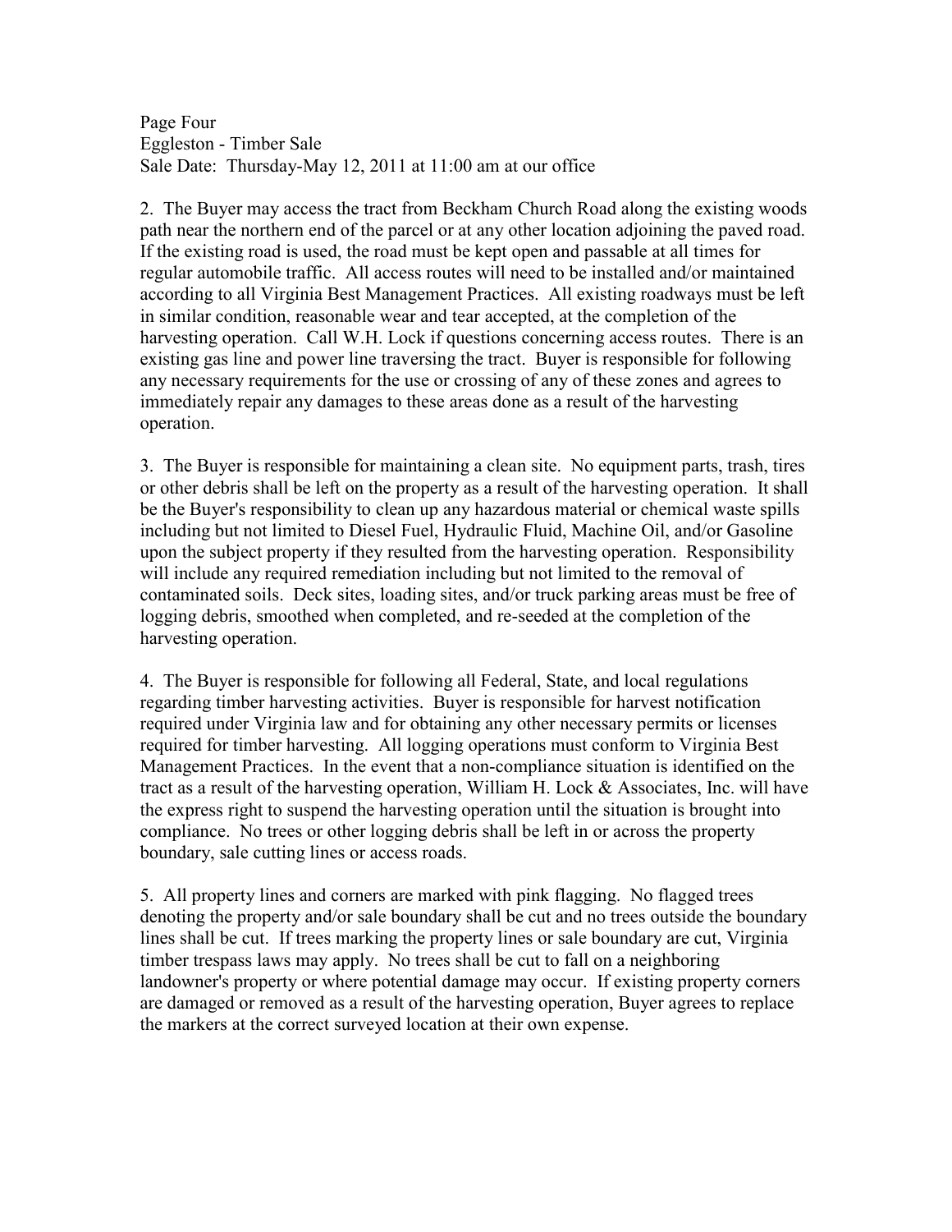2. The Buyer may access the tract from Beckham Church Road along the existing woods path near the northern end of the parcel or at any other location adjoining the paved road. If the existing road is used, the road must be kept open and passable at all times for regular automobile traffic. All access routes will need to be installed and/or maintained according to all Virginia Best Management Practices. All existing roadways must be left in similar condition, reasonable wear and tear accepted, at the completion of the harvesting operation. Call W.H. Lock if questions concerning access routes. There is an existing gas line and power line traversing the tract. Buyer is responsible for following any necessary requirements for the use or crossing of any of these zones and agrees to immediately repair any damages to these areas done as a result of the harvesting operation.

3. The Buyer is responsible for maintaining a clean site. No equipment parts, trash, tires or other debris shall be left on the property as a result of the harvesting operation. It shall be the Buyer's responsibility to clean up any hazardous material or chemical waste spills including but not limited to Diesel Fuel, Hydraulic Fluid, Machine Oil, and/or Gasoline upon the subject property if they resulted from the harvesting operation. Responsibility will include any required remediation including but not limited to the removal of contaminated soils. Deck sites, loading sites, and/or truck parking areas must be free of logging debris, smoothed when completed, and re-seeded at the completion of the harvesting operation.

4. The Buyer is responsible for following all Federal, State, and local regulations regarding timber harvesting activities. Buyer is responsible for harvest notification required under Virginia law and for obtaining any other necessary permits or licenses required for timber harvesting. All logging operations must conform to Virginia Best Management Practices. In the event that a non-compliance situation is identified on the tract as a result of the harvesting operation, William H. Lock & Associates, Inc. will have the express right to suspend the harvesting operation until the situation is brought into compliance. No trees or other logging debris shall be left in or across the property boundary, sale cutting lines or access roads.

5. All property lines and corners are marked with pink flagging. No flagged trees denoting the property and/or sale boundary shall be cut and no trees outside the boundary lines shall be cut. If trees marking the property lines or sale boundary are cut, Virginia timber trespass laws may apply. No trees shall be cut to fall on a neighboring landowner's property or where potential damage may occur. If existing property corners are damaged or removed as a result of the harvesting operation, Buyer agrees to replace the markers at the correct surveyed location at their own expense.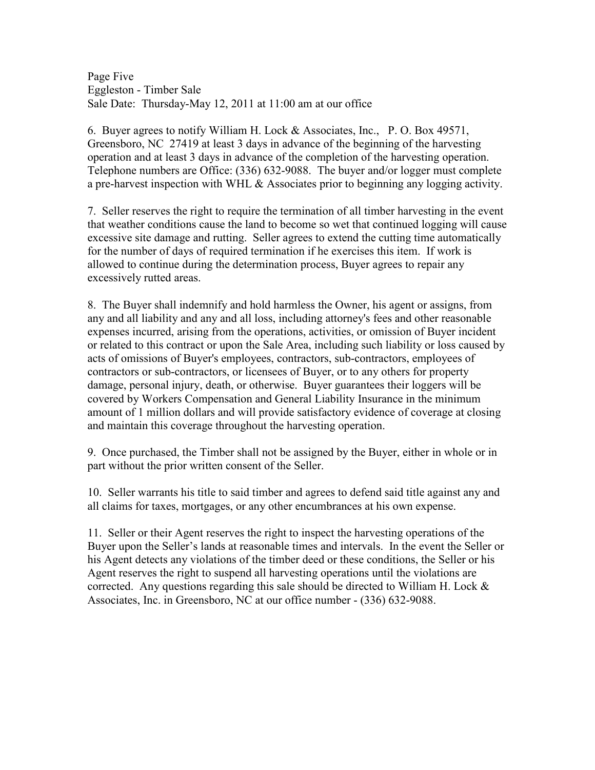6. Buyer agrees to notify William H. Lock & Associates, Inc., P. O. Box 49571, Greensboro, NC 27419 at least 3 days in advance of the beginning of the harvesting operation and at least 3 days in advance of the completion of the harvesting operation. Telephone numbers are Office: (336) 632-9088. The buyer and/or logger must complete a pre-harvest inspection with WHL & Associates prior to beginning any logging activity.

7. Seller reserves the right to require the termination of all timber harvesting in the event that weather conditions cause the land to become so wet that continued logging will cause excessive site damage and rutting. Seller agrees to extend the cutting time automatically for the number of days of required termination if he exercises this item. If work is allowed to continue during the determination process, Buyer agrees to repair any excessively rutted areas.

8. The Buyer shall indemnify and hold harmless the Owner, his agent or assigns, from any and all liability and any and all loss, including attorney's fees and other reasonable expenses incurred, arising from the operations, activities, or omission of Buyer incident or related to this contract or upon the Sale Area, including such liability or loss caused by acts of omissions of Buyer's employees, contractors, sub-contractors, employees of contractors or sub-contractors, or licensees of Buyer, or to any others for property damage, personal injury, death, or otherwise. Buyer guarantees their loggers will be covered by Workers Compensation and General Liability Insurance in the minimum amount of 1 million dollars and will provide satisfactory evidence of coverage at closing and maintain this coverage throughout the harvesting operation.

9. Once purchased, the Timber shall not be assigned by the Buyer, either in whole or in part without the prior written consent of the Seller.

10. Seller warrants his title to said timber and agrees to defend said title against any and all claims for taxes, mortgages, or any other encumbrances at his own expense.

11. Seller or their Agent reserves the right to inspect the harvesting operations of the Buyer upon the Seller's lands at reasonable times and intervals. In the event the Seller or his Agent detects any violations of the timber deed or these conditions, the Seller or his Agent reserves the right to suspend all harvesting operations until the violations are corrected. Any questions regarding this sale should be directed to William H. Lock & Associates, Inc. in Greensboro, NC at our office number - (336) 632-9088.